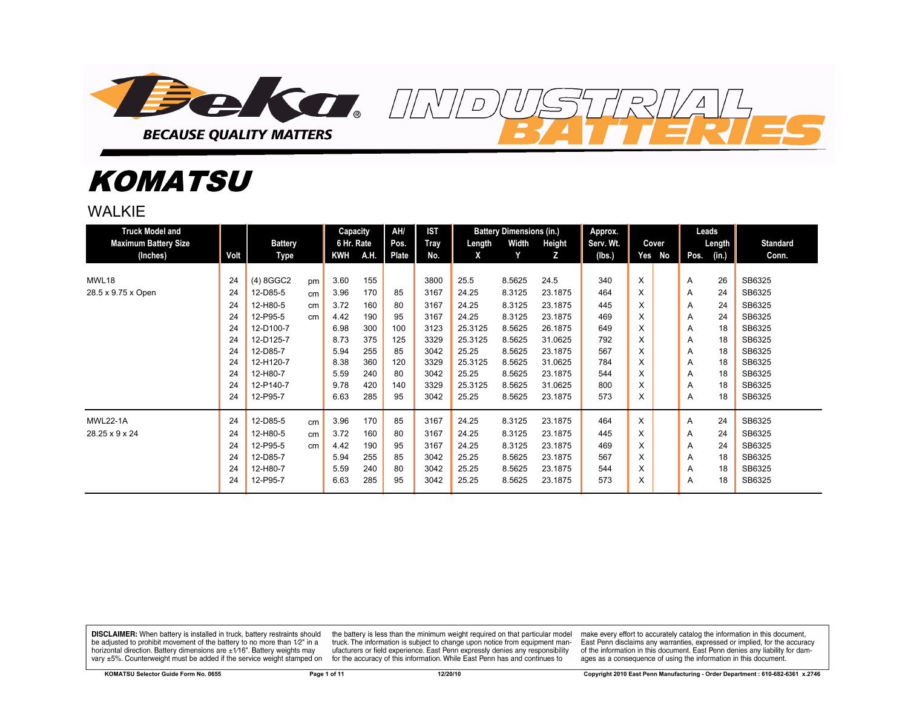Deka

BECAUSE QUALITY MATTERS

INDUSTRIAL BATTERIES

# KOMATSU

## WALKIE

| Truck Model and Maximum Battery Size (Inches) | Volt | Battery Type | | Capacity 6 Hr. Rate KWH | A.H. | AH/ Pos. Plate | IST Tray No. | Battery Dimensions (in.) Length X | Width Y | Height Z | Approx. Serv. Wt. (lbs.) | Cover Yes | No | Leads Pos. | Length (in.) | Standard Conn. |
|---|---|---|---|---|---|---|---|---|---|---|---|---|---|---|---|---|
| MWL18 | 24 | (4) 8GGC2 | pm | 3.60 | 155 | | 3800 | 25.5 | 8.5625 | 24.5 | 340 | X | | A | 26 | SB6325 |
| 28.5 x 9.75 x Open | 24 | 12-D85-5 | cm | 3.96 | 170 | 85 | 3167 | 24.25 | 8.3125 | 23.1875 | 464 | X | | A | 24 | SB6325 |
| | 24 | 12-H80-5 | cm | 3.72 | 160 | 80 | 3167 | 24.25 | 8.3125 | 23.1875 | 445 | X | | A | 24 | SB6325 |
| | 24 | 12-P95-5 | cm | 4.42 | 190 | 95 | 3167 | 24.25 | 8.3125 | 23.1875 | 469 | X | | A | 24 | SB6325 |
| | 24 | 12-D100-7 | | 6.98 | 300 | 100 | 3123 | 25.3125 | 8.5625 | 26.1875 | 649 | X | | A | 18 | SB6325 |
| | 24 | 12-D125-7 | | 8.73 | 375 | 125 | 3329 | 25.3125 | 8.5625 | 31.0625 | 792 | X | | A | 18 | SB6325 |
| | 24 | 12-D85-7 | | 5.94 | 255 | 85 | 3042 | 25.25 | 8.5625 | 23.1875 | 567 | X | | A | 18 | SB6325 |
| | 24 | 12-H120-7 | | 8.38 | 360 | 120 | 3329 | 25.3125 | 8.5625 | 31.0625 | 784 | X | | A | 18 | SB6325 |
| | 24 | 12-H80-7 | | 5.59 | 240 | 80 | 3042 | 25.25 | 8.5625 | 23.1875 | 544 | X | | A | 18 | SB6325 |
| | 24 | 12-P140-7 | | 9.78 | 420 | 140 | 3329 | 25.3125 | 8.5625 | 31.0625 | 800 | X | | A | 18 | SB6325 |
| | 24 | 12-P95-7 | | 6.63 | 285 | 95 | 3042 | 25.25 | 8.5625 | 23.1875 | 573 | X | | A | 18 | SB6325 |
| MWL22-1A | 24 | 12-D85-5 | cm | 3.96 | 170 | 85 | 3167 | 24.25 | 8.3125 | 23.1875 | 464 | X | | A | 24 | SB6325 |
| 28.25 x 9 x 24 | 24 | 12-H80-5 | cm | 3.72 | 160 | 80 | 3167 | 24.25 | 8.3125 | 23.1875 | 445 | X | | A | 24 | SB6325 |
| | 24 | 12-P95-5 | cm | 4.42 | 190 | 95 | 3167 | 24.25 | 8.3125 | 23.1875 | 469 | X | | A | 24 | SB6325 |
| | 24 | 12-D85-7 | | 5.94 | 255 | 85 | 3042 | 25.25 | 8.5625 | 23.1875 | 567 | X | | A | 18 | SB6325 |
| | 24 | 12-H80-7 | | 5.59 | 240 | 80 | 3042 | 25.25 | 8.5625 | 23.1875 | 544 | X | | A | 18 | SB6325 |
| | 24 | 12-P95-7 | | 6.63 | 285 | 95 | 3042 | 25.25 | 8.5625 | 23.1875 | 573 | X | | A | 18 | SB6325 |

**DISCLAIMER:** When battery is installed in truck, battery restraints should be adjusted to prohibit movement of the battery to no more than 1⁄2" in a horizontal direction. Battery dimensions are ±1⁄16". Battery weights may vary ±5%. Counterweight must be added if the service weight stamped on the battery is less than the minimum weight required on that particular model truck. The information is subject to change upon notice from equipment manufacturers or field experience. East Penn expressly denies any responsibility for the accuracy of this information. While East Penn has and continues to make every effort to accurately catalog the information in this document, East Penn disclaims any warranties, expressed or implied, for the accuracy of the information in this document. East Penn denies any liability for damages as a consequence of using the information in this document.

KOMATSU Selector Guide Form No. 0655 — 12/20/10 — Copyright 2010 East Penn Manufacturing - Order Department : 610-682-6361 x.2746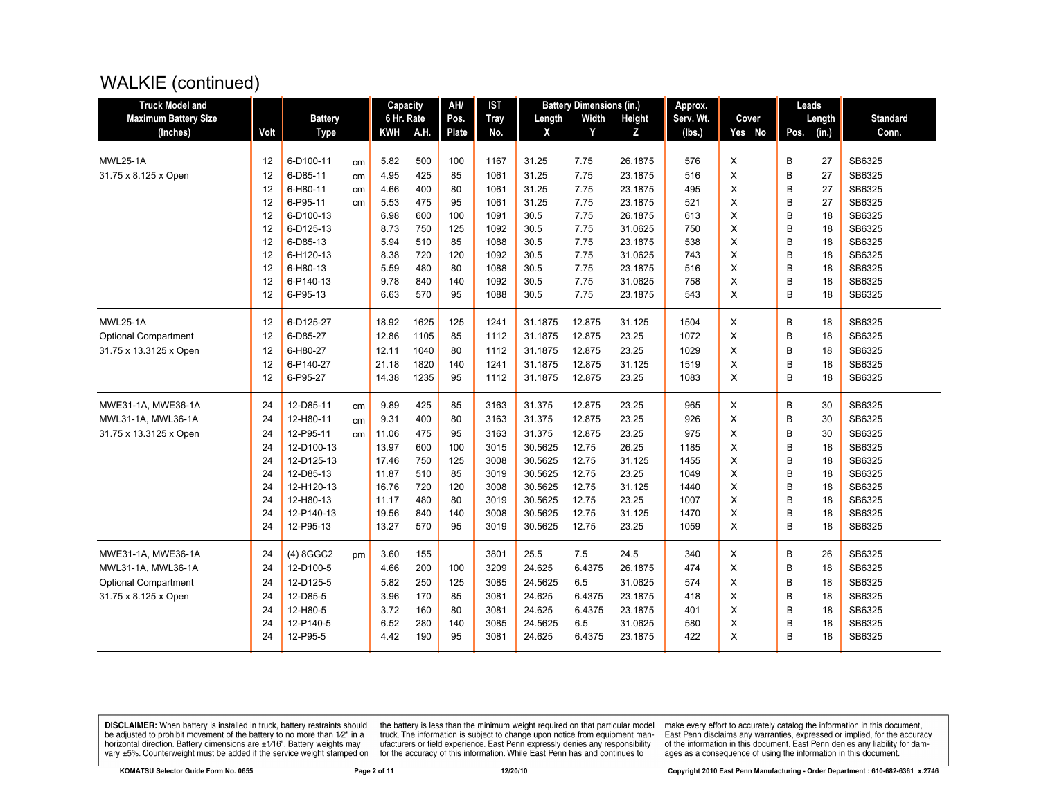# WALKIE (continued)

| Truck Model and Maximum Battery Size (Inches) | Volt | Battery Type | | Capacity 6 Hr. Rate KWH | A.H. | AH/ Pos. Plate | IST Tray No. | Battery Dimensions (in.) Length X | Width Y | Height Z | Approx. Serv. Wt. (lbs.) | Cover Yes | No | Leads Pos. | Length (in.) | Standard Conn. |
|---|---|---|---|---|---|---|---|---|---|---|---|---|---|---|---|---|
| MWL25-1A | 12 | 6-D100-11 | cm | 5.82 | 500 | 100 | 1167 | 31.25 | 7.75 | 26.1875 | 576 | X | | B | 27 | SB6325 |
| 31.75 x 8.125 x Open | 12 | 6-D85-11 | cm | 4.95 | 425 | 85 | 1061 | 31.25 | 7.75 | 23.1875 | 516 | X | | B | 27 | SB6325 |
| | 12 | 6-H80-11 | cm | 4.66 | 400 | 80 | 1061 | 31.25 | 7.75 | 23.1875 | 495 | X | | B | 27 | SB6325 |
| | 12 | 6-P95-11 | cm | 5.53 | 475 | 95 | 1061 | 31.25 | 7.75 | 23.1875 | 521 | X | | B | 27 | SB6325 |
| | 12 | 6-D100-13 | | 6.98 | 600 | 100 | 1091 | 30.5 | 7.75 | 26.1875 | 613 | X | | B | 18 | SB6325 |
| | 12 | 6-D125-13 | | 8.73 | 750 | 125 | 1092 | 30.5 | 7.75 | 31.0625 | 750 | X | | B | 18 | SB6325 |
| | 12 | 6-D85-13 | | 5.94 | 510 | 85 | 1088 | 30.5 | 7.75 | 23.1875 | 538 | X | | B | 18 | SB6325 |
| | 12 | 6-H120-13 | | 8.38 | 720 | 120 | 1092 | 30.5 | 7.75 | 31.0625 | 743 | X | | B | 18 | SB6325 |
| | 12 | 6-H80-13 | | 5.59 | 480 | 80 | 1088 | 30.5 | 7.75 | 23.1875 | 516 | X | | B | 18 | SB6325 |
| | 12 | 6-P140-13 | | 9.78 | 840 | 140 | 1092 | 30.5 | 7.75 | 31.0625 | 758 | X | | B | 18 | SB6325 |
| | 12 | 6-P95-13 | | 6.63 | 570 | 95 | 1088 | 30.5 | 7.75 | 23.1875 | 543 | X | | B | 18 | SB6325 |
| MWL25-1A | 12 | 6-D125-27 | | 18.92 | 1625 | 125 | 1241 | 31.1875 | 12.875 | 31.125 | 1504 | X | | B | 18 | SB6325 |
| Optional Compartment | 12 | 6-D85-27 | | 12.86 | 1105 | 85 | 1112 | 31.1875 | 12.875 | 23.25 | 1072 | X | | B | 18 | SB6325 |
| 31.75 x 13.3125 x Open | 12 | 6-H80-27 | | 12.11 | 1040 | 80 | 1112 | 31.1875 | 12.875 | 23.25 | 1029 | X | | B | 18 | SB6325 |
| | 12 | 6-P140-27 | | 21.18 | 1820 | 140 | 1241 | 31.1875 | 12.875 | 31.125 | 1519 | X | | B | 18 | SB6325 |
| | 12 | 6-P95-27 | | 14.38 | 1235 | 95 | 1112 | 31.1875 | 12.875 | 23.25 | 1083 | X | | B | 18 | SB6325 |
| MWE31-1A, MWE36-1A | 24 | 12-D85-11 | cm | 9.89 | 425 | 85 | 3163 | 31.375 | 12.875 | 23.25 | 965 | X | | B | 30 | SB6325 |
| MWL31-1A, MWL36-1A | 24 | 12-H80-11 | cm | 9.31 | 400 | 80 | 3163 | 31.375 | 12.875 | 23.25 | 926 | X | | B | 30 | SB6325 |
| 31.75 x 13.3125 x Open | 24 | 12-P95-11 | cm | 11.06 | 475 | 95 | 3163 | 31.375 | 12.875 | 23.25 | 975 | X | | B | 30 | SB6325 |
| | 24 | 12-D100-13 | | 13.97 | 600 | 100 | 3015 | 30.5625 | 12.75 | 26.25 | 1185 | X | | B | 18 | SB6325 |
| | 24 | 12-D125-13 | | 17.46 | 750 | 125 | 3008 | 30.5625 | 12.75 | 31.125 | 1455 | X | | B | 18 | SB6325 |
| | 24 | 12-D85-13 | | 11.87 | 510 | 85 | 3019 | 30.5625 | 12.75 | 23.25 | 1049 | X | | B | 18 | SB6325 |
| | 24 | 12-H120-13 | | 16.76 | 720 | 120 | 3008 | 30.5625 | 12.75 | 31.125 | 1440 | X | | B | 18 | SB6325 |
| | 24 | 12-H80-13 | | 11.17 | 480 | 80 | 3019 | 30.5625 | 12.75 | 23.25 | 1007 | X | | B | 18 | SB6325 |
| | 24 | 12-P140-13 | | 19.56 | 840 | 140 | 3008 | 30.5625 | 12.75 | 31.125 | 1470 | X | | B | 18 | SB6325 |
| | 24 | 12-P95-13 | | 13.27 | 570 | 95 | 3019 | 30.5625 | 12.75 | 23.25 | 1059 | X | | B | 18 | SB6325 |
| MWE31-1A, MWE36-1A | 24 | (4) 8GGC2 | pm | 3.60 | 155 | | 3801 | 25.5 | 7.5 | 24.5 | 340 | X | | B | 26 | SB6325 |
| MWL31-1A, MWL36-1A | 24 | 12-D100-5 | | 4.66 | 200 | 100 | 3209 | 24.625 | 6.4375 | 26.1875 | 474 | X | | B | 18 | SB6325 |
| Optional Compartment | 24 | 12-D125-5 | | 5.82 | 250 | 125 | 3085 | 24.5625 | 6.5 | 31.0625 | 574 | X | | B | 18 | SB6325 |
| 31.75 x 8.125 x Open | 24 | 12-D85-5 | | 3.96 | 170 | 85 | 3081 | 24.625 | 6.4375 | 23.1875 | 418 | X | | B | 18 | SB6325 |
| | 24 | 12-H80-5 | | 3.72 | 160 | 80 | 3081 | 24.625 | 6.4375 | 23.1875 | 401 | X | | B | 18 | SB6325 |
| | 24 | 12-P140-5 | | 6.52 | 280 | 140 | 3085 | 24.5625 | 6.5 | 31.0625 | 580 | X | | B | 18 | SB6325 |
| | 24 | 12-P95-5 | | 4.42 | 190 | 95 | 3081 | 24.625 | 6.4375 | 23.1875 | 422 | X | | B | 18 | SB6325 |

**DISCLAIMER:** When battery is installed in truck, battery restraints should be adjusted to prohibit movement of the battery to no more than 1⁄2" in a horizontal direction. Battery dimensions are ±1⁄16". Battery weights may vary ±5%. Counterweight must be added if the service weight stamped on the battery is less than the minimum weight required on that particular model truck. The information is subject to change upon notice from equipment manufacturers or field experience. East Penn expressly denies any responsibility for the accuracy of this information. While East Penn has and continues to make every effort to accurately catalog the information in this document, East Penn disclaims any warranties, expressed or implied, for the accuracy of the information in this document. East Penn denies any liability for damages as a consequence of using the information in this document.

KOMATSU Selector Guide Form No. 0655 — 12/20/10 — Copyright 2010 East Penn Manufacturing - Order Department : 610-682-6361 x.2746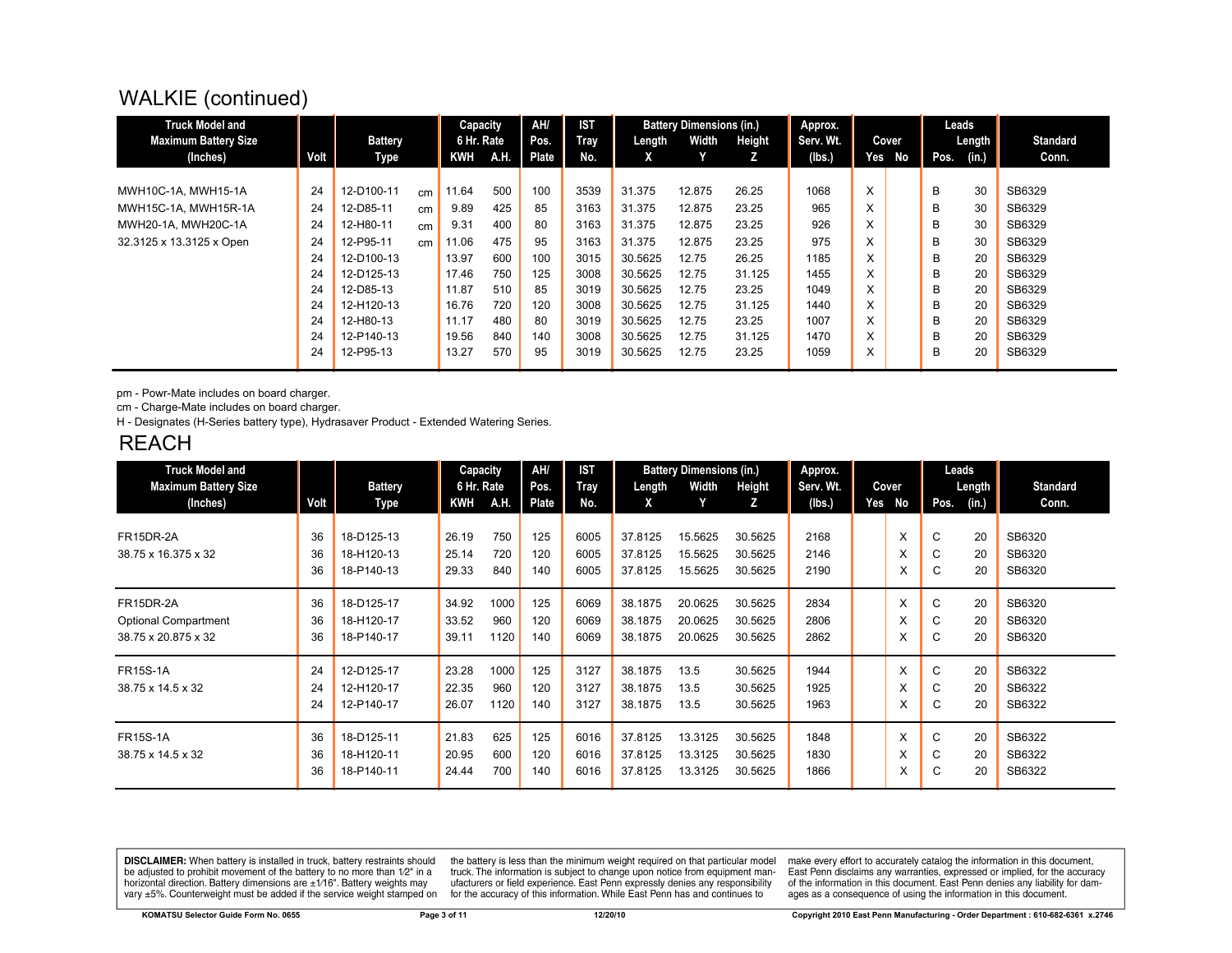## WALKIE (continued)

| Truck Model and Maximum Battery Size (Inches) | Volt | Battery Type | | Capacity 6 Hr. Rate KWH | A.H. | AH/ Pos. Plate | IST Tray No. | Battery Dimensions (in.) Length X | Width Y | Height Z | Approx. Serv. Wt. (lbs.) | Cover Yes | No | Leads Pos. | Length (in.) | Standard Conn. |
|---|---|---|---|---|---|---|---|---|---|---|---|---|---|---|---|---|
| MWH10C-1A, MWH15-1A | 24 | 12-D100-11 | cm | 11.64 | 500 | 100 | 3539 | 31.375 | 12.875 | 26.25 | 1068 | X | | B | 30 | SB6329 |
| MWH15C-1A, MWH15R-1A | 24 | 12-D85-11 | cm | 9.89 | 425 | 85 | 3163 | 31.375 | 12.875 | 23.25 | 965 | X | | B | 30 | SB6329 |
| MWH20-1A, MWH20C-1A | 24 | 12-H80-11 | cm | 9.31 | 400 | 80 | 3163 | 31.375 | 12.875 | 23.25 | 926 | X | | B | 30 | SB6329 |
| 32.3125 x 13.3125 x Open | 24 | 12-P95-11 | cm | 11.06 | 475 | 95 | 3163 | 31.375 | 12.875 | 23.25 | 975 | X | | B | 30 | SB6329 |
| | 24 | 12-D100-13 | | 13.97 | 600 | 100 | 3015 | 30.5625 | 12.75 | 26.25 | 1185 | X | | B | 20 | SB6329 |
| | 24 | 12-D125-13 | | 17.46 | 750 | 125 | 3008 | 30.5625 | 12.75 | 31.125 | 1455 | X | | B | 20 | SB6329 |
| | 24 | 12-D85-13 | | 11.87 | 510 | 85 | 3019 | 30.5625 | 12.75 | 23.25 | 1049 | X | | B | 20 | SB6329 |
| | 24 | 12-H120-13 | | 16.76 | 720 | 120 | 3008 | 30.5625 | 12.75 | 31.125 | 1440 | X | | B | 20 | SB6329 |
| | 24 | 12-H80-13 | | 11.17 | 480 | 80 | 3019 | 30.5625 | 12.75 | 23.25 | 1007 | X | | B | 20 | SB6329 |
| | 24 | 12-P140-13 | | 19.56 | 840 | 140 | 3008 | 30.5625 | 12.75 | 31.125 | 1470 | X | | B | 20 | SB6329 |
| | 24 | 12-P95-13 | | 13.27 | 570 | 95 | 3019 | 30.5625 | 12.75 | 23.25 | 1059 | X | | B | 20 | SB6329 |

pm - Powr-Mate includes on board charger.
cm - Charge-Mate includes on board charger.
H - Designates (H-Series battery type), Hydrasaver Product - Extended Watering Series.

## REACH

| Truck Model and Maximum Battery Size (Inches) | Volt | Battery Type | Capacity 6 Hr. Rate KWH | A.H. | AH/ Pos. Plate | IST Tray No. | Battery Dimensions (in.) Length X | Width Y | Height Z | Approx. Serv. Wt. (lbs.) | Cover Yes | No | Leads Pos. | Length (in.) | Standard Conn. |
|---|---|---|---|---|---|---|---|---|---|---|---|---|---|---|---|
| FR15DR-2A | 36 | 18-D125-13 | 26.19 | 750 | 125 | 6005 | 37.8125 | 15.5625 | 30.5625 | 2168 | | X | C | 20 | SB6320 |
| 38.75 x 16.375 x 32 | 36 | 18-H120-13 | 25.14 | 720 | 120 | 6005 | 37.8125 | 15.5625 | 30.5625 | 2146 | | X | C | 20 | SB6320 |
| | 36 | 18-P140-13 | 29.33 | 840 | 140 | 6005 | 37.8125 | 15.5625 | 30.5625 | 2190 | | X | C | 20 | SB6320 |
| FR15DR-2A | 36 | 18-D125-17 | 34.92 | 1000 | 125 | 6069 | 38.1875 | 20.0625 | 30.5625 | 2834 | | X | C | 20 | SB6320 |
| Optional Compartment | 36 | 18-H120-17 | 33.52 | 960 | 120 | 6069 | 38.1875 | 20.0625 | 30.5625 | 2806 | | X | C | 20 | SB6320 |
| 38.75 x 20.875 x 32 | 36 | 18-P140-17 | 39.11 | 1120 | 140 | 6069 | 38.1875 | 20.0625 | 30.5625 | 2862 | | X | C | 20 | SB6320 |
| FR15S-1A | 24 | 12-D125-17 | 23.28 | 1000 | 125 | 3127 | 38.1875 | 13.5 | 30.5625 | 1944 | | X | C | 20 | SB6322 |
| 38.75 x 14.5 x 32 | 24 | 12-H120-17 | 22.35 | 960 | 120 | 3127 | 38.1875 | 13.5 | 30.5625 | 1925 | | X | C | 20 | SB6322 |
| | 24 | 12-P140-17 | 26.07 | 1120 | 140 | 3127 | 38.1875 | 13.5 | 30.5625 | 1963 | | X | C | 20 | SB6322 |
| FR15S-1A | 36 | 18-D125-11 | 21.83 | 625 | 125 | 6016 | 37.8125 | 13.3125 | 30.5625 | 1848 | | X | C | 20 | SB6322 |
| 38.75 x 14.5 x 32 | 36 | 18-H120-11 | 20.95 | 600 | 120 | 6016 | 37.8125 | 13.3125 | 30.5625 | 1830 | | X | C | 20 | SB6322 |
| | 36 | 18-P140-11 | 24.44 | 700 | 140 | 6016 | 37.8125 | 13.3125 | 30.5625 | 1866 | | X | C | 20 | SB6322 |

**DISCLAIMER:** When battery is installed in truck, battery restraints should be adjusted to prohibit movement of the battery to no more than 1⁄2" in a horizontal direction. Battery dimensions are ±1⁄16". Battery weights may vary ±5%. Counterweight must be added if the service weight stamped on the battery is less than the minimum weight required on that particular model truck. The information is subject to change upon notice from equipment manufacturers or field experience. East Penn expressly denies any responsibility for the accuracy of this information. While East Penn has and continues to make every effort to accurately catalog the information in this document, East Penn disclaims any warranties, expressed or implied, for the accuracy of the information in this document. East Penn denies any liability for damages as a consequence of using the information in this document.

KOMATSU Selector Guide Form No. 0655 | 12/20/10 | Copyright 2010 East Penn Manufacturing - Order Department : 610-682-6361 x.2746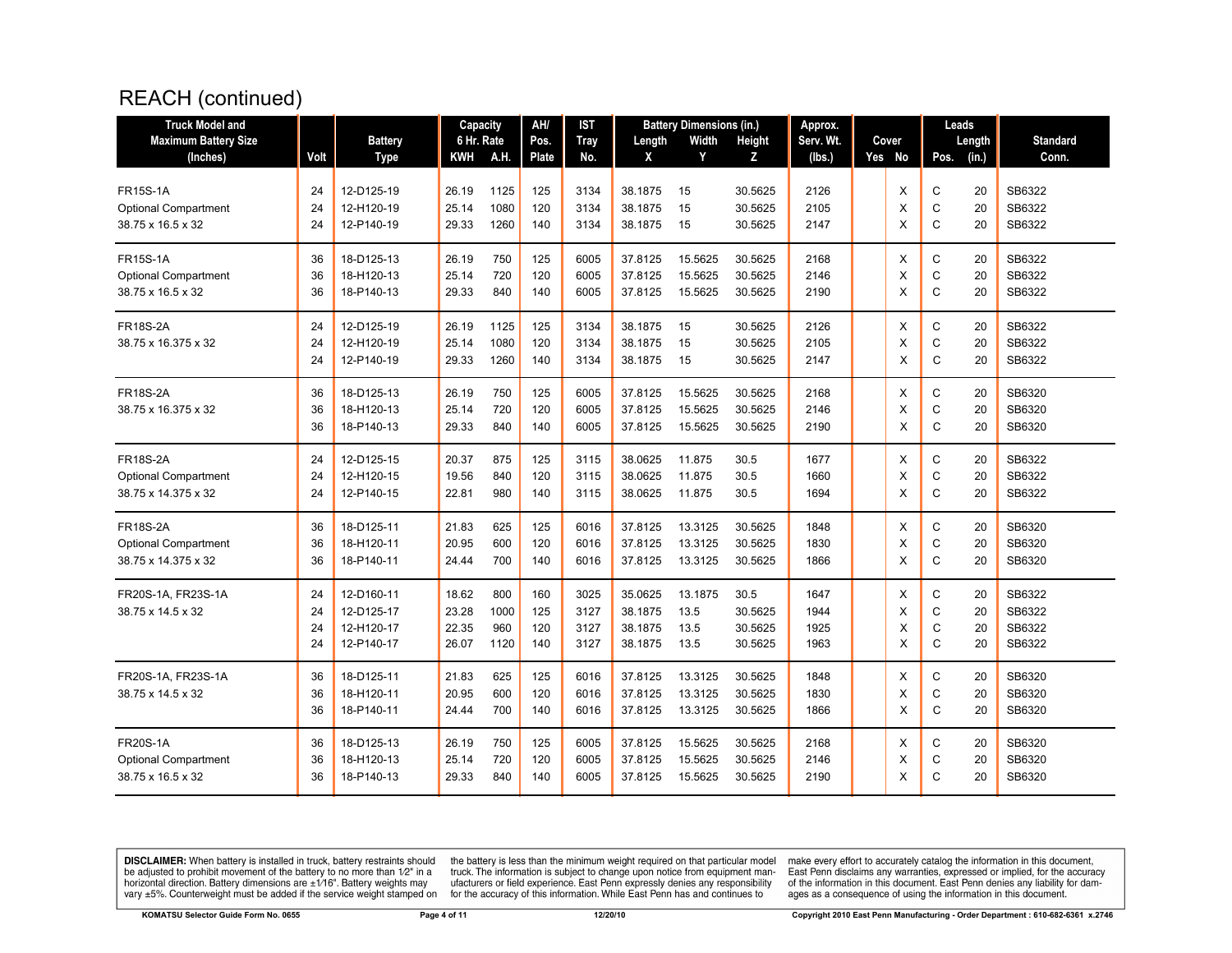# REACH (continued)

| Truck Model and Maximum Battery Size (Inches) | Volt | Battery Type | Capacity 6 Hr. Rate KWH | A.H. | AH/ Pos. Plate | IST Tray No. | Battery Dimensions (in.) Length X | Width Y | Height Z | Approx. Serv. Wt. (lbs.) | Cover Yes | No | Leads Pos. | Length (in.) | Standard Conn. |
|---|---|---|---|---|---|---|---|---|---|---|---|---|---|---|---|
| FR15S-1A | 24 | 12-D125-19 | 26.19 | 1125 | 125 | 3134 | 38.1875 | 15 | 30.5625 | 2126 | | X | C | 20 | SB6322 |
| Optional Compartment | 24 | 12-H120-19 | 25.14 | 1080 | 120 | 3134 | 38.1875 | 15 | 30.5625 | 2105 | | X | C | 20 | SB6322 |
| 38.75 x 16.5 x 32 | 24 | 12-P140-19 | 29.33 | 1260 | 140 | 3134 | 38.1875 | 15 | 30.5625 | 2147 | | X | C | 20 | SB6322 |
| FR15S-1A | 36 | 18-D125-13 | 26.19 | 750 | 125 | 6005 | 37.8125 | 15.5625 | 30.5625 | 2168 | | X | C | 20 | SB6322 |
| Optional Compartment | 36 | 18-H120-13 | 25.14 | 720 | 120 | 6005 | 37.8125 | 15.5625 | 30.5625 | 2146 | | X | C | 20 | SB6322 |
| 38.75 x 16.5 x 32 | 36 | 18-P140-13 | 29.33 | 840 | 140 | 6005 | 37.8125 | 15.5625 | 30.5625 | 2190 | | X | C | 20 | SB6322 |
| FR18S-2A | 24 | 12-D125-19 | 26.19 | 1125 | 125 | 3134 | 38.1875 | 15 | 30.5625 | 2126 | | X | C | 20 | SB6322 |
| 38.75 x 16.375 x 32 | 24 | 12-H120-19 | 25.14 | 1080 | 120 | 3134 | 38.1875 | 15 | 30.5625 | 2105 | | X | C | 20 | SB6322 |
| | 24 | 12-P140-19 | 29.33 | 1260 | 140 | 3134 | 38.1875 | 15 | 30.5625 | 2147 | | X | C | 20 | SB6322 |
| FR18S-2A | 36 | 18-D125-13 | 26.19 | 750 | 125 | 6005 | 37.8125 | 15.5625 | 30.5625 | 2168 | | X | C | 20 | SB6320 |
| 38.75 x 16.375 x 32 | 36 | 18-H120-13 | 25.14 | 720 | 120 | 6005 | 37.8125 | 15.5625 | 30.5625 | 2146 | | X | C | 20 | SB6320 |
| | 36 | 18-P140-13 | 29.33 | 840 | 140 | 6005 | 37.8125 | 15.5625 | 30.5625 | 2190 | | X | C | 20 | SB6320 |
| FR18S-2A | 24 | 12-D125-15 | 20.37 | 875 | 125 | 3115 | 38.0625 | 11.875 | 30.5 | 1677 | | X | C | 20 | SB6322 |
| Optional Compartment | 24 | 12-H120-15 | 19.56 | 840 | 120 | 3115 | 38.0625 | 11.875 | 30.5 | 1660 | | X | C | 20 | SB6322 |
| 38.75 x 14.375 x 32 | 24 | 12-P140-15 | 22.81 | 980 | 140 | 3115 | 38.0625 | 11.875 | 30.5 | 1694 | | X | C | 20 | SB6322 |
| FR18S-2A | 36 | 18-D125-11 | 21.83 | 625 | 125 | 6016 | 37.8125 | 13.3125 | 30.5625 | 1848 | | X | C | 20 | SB6320 |
| Optional Compartment | 36 | 18-H120-11 | 20.95 | 600 | 120 | 6016 | 37.8125 | 13.3125 | 30.5625 | 1830 | | X | C | 20 | SB6320 |
| 38.75 x 14.375 x 32 | 36 | 18-P140-11 | 24.44 | 700 | 140 | 6016 | 37.8125 | 13.3125 | 30.5625 | 1866 | | X | C | 20 | SB6320 |
| FR20S-1A, FR23S-1A | 24 | 12-D160-11 | 18.62 | 800 | 160 | 3025 | 35.0625 | 13.1875 | 30.5 | 1647 | | X | C | 20 | SB6322 |
| 38.75 x 14.5 x 32 | 24 | 12-D125-17 | 23.28 | 1000 | 125 | 3127 | 38.1875 | 13.5 | 30.5625 | 1944 | | X | C | 20 | SB6322 |
| | 24 | 12-H120-17 | 22.35 | 960 | 120 | 3127 | 38.1875 | 13.5 | 30.5625 | 1925 | | X | C | 20 | SB6322 |
| | 24 | 12-P140-17 | 26.07 | 1120 | 140 | 3127 | 38.1875 | 13.5 | 30.5625 | 1963 | | X | C | 20 | SB6322 |
| FR20S-1A, FR23S-1A | 36 | 18-D125-11 | 21.83 | 625 | 125 | 6016 | 37.8125 | 13.3125 | 30.5625 | 1848 | | X | C | 20 | SB6320 |
| 38.75 x 14.5 x 32 | 36 | 18-H120-11 | 20.95 | 600 | 120 | 6016 | 37.8125 | 13.3125 | 30.5625 | 1830 | | X | C | 20 | SB6320 |
| | 36 | 18-P140-11 | 24.44 | 700 | 140 | 6016 | 37.8125 | 13.3125 | 30.5625 | 1866 | | X | C | 20 | SB6320 |
| FR20S-1A | 36 | 18-D125-13 | 26.19 | 750 | 125 | 6005 | 37.8125 | 15.5625 | 30.5625 | 2168 | | X | C | 20 | SB6320 |
| Optional Compartment | 36 | 18-H120-13 | 25.14 | 720 | 120 | 6005 | 37.8125 | 15.5625 | 30.5625 | 2146 | | X | C | 20 | SB6320 |
| 38.75 x 16.5 x 32 | 36 | 18-P140-13 | 29.33 | 840 | 140 | 6005 | 37.8125 | 15.5625 | 30.5625 | 2190 | | X | C | 20 | SB6320 |

**DISCLAIMER:** When battery is installed in truck, battery restraints should be adjusted to prohibit movement of the battery to no more than 1⁄2" in a horizontal direction. Battery dimensions are ±1⁄16". Battery weights may vary ±5%. Counterweight must be added if the service weight stamped on the battery is less than the minimum weight required on that particular model truck. The information is subject to change upon notice from equipment manufacturers or field experience. East Penn expressly denies any responsibility for the accuracy of this information. While East Penn has and continues to make every effort to accurately catalog the information in this document, East Penn disclaims any warranties, expressed or implied, for the accuracy of the information in this document. East Penn denies any liability for damages as a consequence of using the information in this document.

KOMATSU Selector Guide Form No. 0655 | 12/20/10 | Copyright 2010 East Penn Manufacturing - Order Department : 610-682-6361 x.2746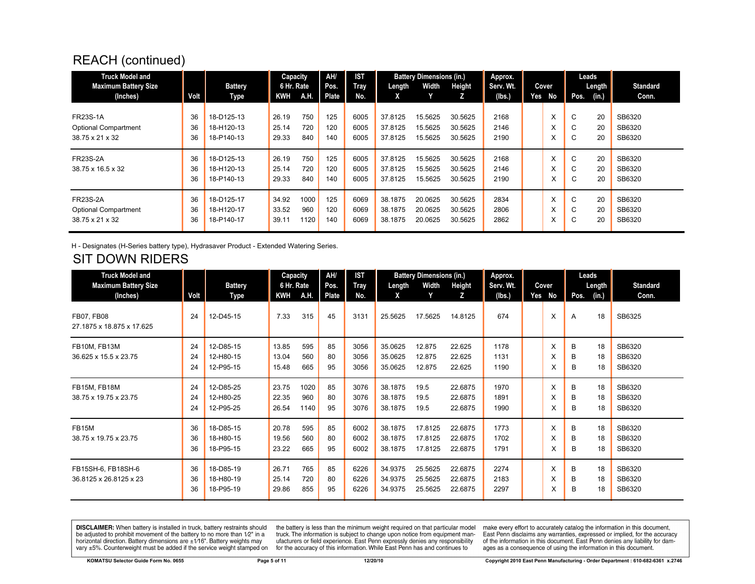## REACH (continued)

| Truck Model and Maximum Battery Size (Inches) | Volt | Battery Type | Capacity 6 Hr. Rate KWH | A.H. | AH/ Pos. Plate | IST Tray No. | Battery Dimensions (in.) Length X | Width Y | Height Z | Approx. Serv. Wt. (lbs.) | Cover Yes | No | Leads Pos. | Length (in.) | Standard Conn. |
|---|---|---|---|---|---|---|---|---|---|---|---|---|---|---|---|
| FR23S-1A | 36 | 18-D125-13 | 26.19 | 750 | 125 | 6005 | 37.8125 | 15.5625 | 30.5625 | 2168 | | X | C | 20 | SB6320 |
| Optional Compartment | 36 | 18-H120-13 | 25.14 | 720 | 120 | 6005 | 37.8125 | 15.5625 | 30.5625 | 2146 | | X | C | 20 | SB6320 |
| 38.75 x 21 x 32 | 36 | 18-P140-13 | 29.33 | 840 | 140 | 6005 | 37.8125 | 15.5625 | 30.5625 | 2190 | | X | C | 20 | SB6320 |
| FR23S-2A | 36 | 18-D125-13 | 26.19 | 750 | 125 | 6005 | 37.8125 | 15.5625 | 30.5625 | 2168 | | X | C | 20 | SB6320 |
| 38.75 x 16.5 x 32 | 36 | 18-H120-13 | 25.14 | 720 | 120 | 6005 | 37.8125 | 15.5625 | 30.5625 | 2146 | | X | C | 20 | SB6320 |
| | 36 | 18-P140-13 | 29.33 | 840 | 140 | 6005 | 37.8125 | 15.5625 | 30.5625 | 2190 | | X | C | 20 | SB6320 |
| FR23S-2A | 36 | 18-D125-17 | 34.92 | 1000 | 125 | 6069 | 38.1875 | 20.0625 | 30.5625 | 2834 | | X | C | 20 | SB6320 |
| Optional Compartment | 36 | 18-H120-17 | 33.52 | 960 | 120 | 6069 | 38.1875 | 20.0625 | 30.5625 | 2806 | | X | C | 20 | SB6320 |
| 38.75 x 21 x 32 | 36 | 18-P140-17 | 39.11 | 1120 | 140 | 6069 | 38.1875 | 20.0625 | 30.5625 | 2862 | | X | C | 20 | SB6320 |

H - Designates (H-Series battery type), Hydrasaver Product - Extended Watering Series.

## SIT DOWN RIDERS

| Truck Model and Maximum Battery Size (Inches) | Volt | Battery Type | Capacity 6 Hr. Rate KWH | A.H. | AH/ Pos. Plate | IST Tray No. | Battery Dimensions (in.) Length X | Width Y | Height Z | Approx. Serv. Wt. (lbs.) | Cover Yes | No | Leads Pos. | Length (in.) | Standard Conn. |
|---|---|---|---|---|---|---|---|---|---|---|---|---|---|---|---|
| FB07, FB08 27.1875 x 18.875 x 17.625 | 24 | 12-D45-15 | 7.33 | 315 | 45 | 3131 | 25.5625 | 17.5625 | 14.8125 | 674 | | X | A | 18 | SB6325 |
| FB10M, FB13M | 24 | 12-D85-15 | 13.85 | 595 | 85 | 3056 | 35.0625 | 12.875 | 22.625 | 1178 | | X | B | 18 | SB6320 |
| 36.625 x 15.5 x 23.75 | 24 | 12-H80-15 | 13.04 | 560 | 80 | 3056 | 35.0625 | 12.875 | 22.625 | 1131 | | X | B | 18 | SB6320 |
| | 24 | 12-P95-15 | 15.48 | 665 | 95 | 3056 | 35.0625 | 12.875 | 22.625 | 1190 | | X | B | 18 | SB6320 |
| FB15M, FB18M | 24 | 12-D85-25 | 23.75 | 1020 | 85 | 3076 | 38.1875 | 19.5 | 22.6875 | 1970 | | X | B | 18 | SB6320 |
| 38.75 x 19.75 x 23.75 | 24 | 12-H80-25 | 22.35 | 960 | 80 | 3076 | 38.1875 | 19.5 | 22.6875 | 1891 | | X | B | 18 | SB6320 |
| | 24 | 12-P95-25 | 26.54 | 1140 | 95 | 3076 | 38.1875 | 19.5 | 22.6875 | 1990 | | X | B | 18 | SB6320 |
| FB15M | 36 | 18-D85-15 | 20.78 | 595 | 85 | 6002 | 38.1875 | 17.8125 | 22.6875 | 1773 | | X | B | 18 | SB6320 |
| 38.75 x 19.75 x 23.75 | 36 | 18-H80-15 | 19.56 | 560 | 80 | 6002 | 38.1875 | 17.8125 | 22.6875 | 1702 | | X | B | 18 | SB6320 |
| | 36 | 18-P95-15 | 23.22 | 665 | 95 | 6002 | 38.1875 | 17.8125 | 22.6875 | 1791 | | X | B | 18 | SB6320 |
| FB15SH-6, FB18SH-6 | 36 | 18-D85-19 | 26.71 | 765 | 85 | 6226 | 34.9375 | 25.5625 | 22.6875 | 2274 | | X | B | 18 | SB6320 |
| 36.8125 x 26.8125 x 23 | 36 | 18-H80-19 | 25.14 | 720 | 80 | 6226 | 34.9375 | 25.5625 | 22.6875 | 2183 | | X | B | 18 | SB6320 |
| | 36 | 18-P95-19 | 29.86 | 855 | 95 | 6226 | 34.9375 | 25.5625 | 22.6875 | 2297 | | X | B | 18 | SB6320 |

**DISCLAIMER:** When battery is installed in truck, battery restraints should be adjusted to prohibit movement of the battery to no more than 1⁄2" in a horizontal direction. Battery dimensions are ±1⁄16". Battery weights may vary ±5%. Counterweight must be added if the service weight stamped on the battery is less than the minimum weight required on that particular model truck. The information is subject to change upon notice from equipment manufacturers or field experience. East Penn expressly denies any responsibility for the accuracy of this information. While East Penn has and continues to make every effort to accurately catalog the information in this document, East Penn disclaims any warranties, expressed or implied, for the accuracy of the information in this document. East Penn denies any liability for damages as a consequence of using the information in this document.

KOMATSU Selector Guide Form No. 0655 | 12/20/10 | Copyright 2010 East Penn Manufacturing - Order Department : 610-682-6361 x.2746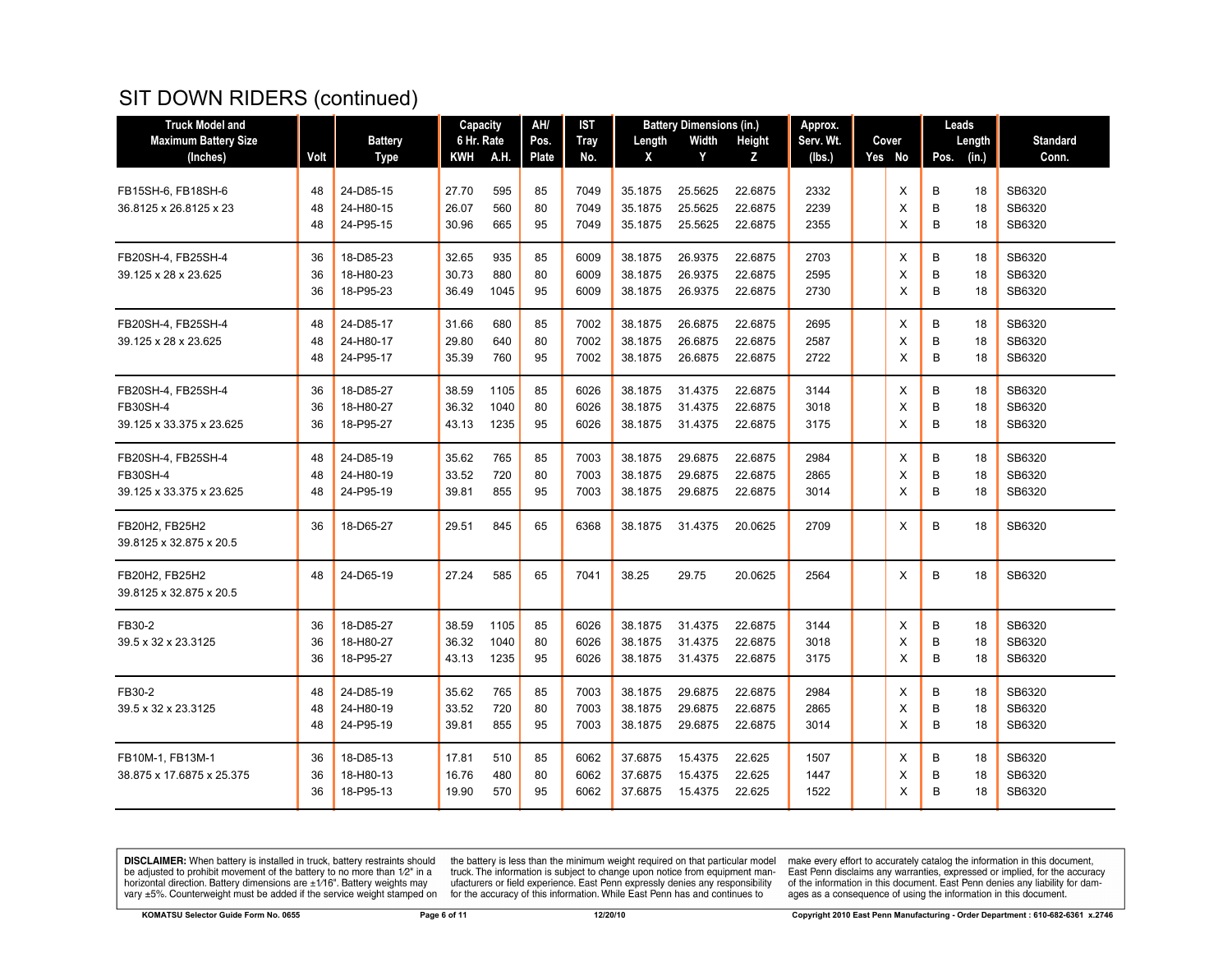# SIT DOWN RIDERS (continued)

| Truck Model and Maximum Battery Size (Inches) | Volt | Battery Type | Capacity 6 Hr. Rate KWH | A.H. | AH/ Pos. Plate | IST Tray No. | Battery Dimensions (in.) Length X | Width Y | Height Z | Approx. Serv. Wt. (lbs.) | Cover Yes | No | Leads Pos. | Length (in.) | Standard Conn. |
|---|---|---|---|---|---|---|---|---|---|---|---|---|---|---|---|
| FB15SH-6, FB18SH-6 | 48 | 24-D85-15 | 27.70 | 595 | 85 | 7049 | 35.1875 | 25.5625 | 22.6875 | 2332 | | X | B | 18 | SB6320 |
| 36.8125 x 26.8125 x 23 | 48 | 24-H80-15 | 26.07 | 560 | 80 | 7049 | 35.1875 | 25.5625 | 22.6875 | 2239 | | X | B | 18 | SB6320 |
| | 48 | 24-P95-15 | 30.96 | 665 | 95 | 7049 | 35.1875 | 25.5625 | 22.6875 | 2355 | | X | B | 18 | SB6320 |
| FB20SH-4, FB25SH-4 | 36 | 18-D85-23 | 32.65 | 935 | 85 | 6009 | 38.1875 | 26.9375 | 22.6875 | 2703 | | X | B | 18 | SB6320 |
| 39.125 x 28 x 23.625 | 36 | 18-H80-23 | 30.73 | 880 | 80 | 6009 | 38.1875 | 26.9375 | 22.6875 | 2595 | | X | B | 18 | SB6320 |
| | 36 | 18-P95-23 | 36.49 | 1045 | 95 | 6009 | 38.1875 | 26.9375 | 22.6875 | 2730 | | X | B | 18 | SB6320 |
| FB20SH-4, FB25SH-4 | 48 | 24-D85-17 | 31.66 | 680 | 85 | 7002 | 38.1875 | 26.6875 | 22.6875 | 2695 | | X | B | 18 | SB6320 |
| 39.125 x 28 x 23.625 | 48 | 24-H80-17 | 29.80 | 640 | 80 | 7002 | 38.1875 | 26.6875 | 22.6875 | 2587 | | X | B | 18 | SB6320 |
| | 48 | 24-P95-17 | 35.39 | 760 | 95 | 7002 | 38.1875 | 26.6875 | 22.6875 | 2722 | | X | B | 18 | SB6320 |
| FB20SH-4, FB25SH-4 | 36 | 18-D85-27 | 38.59 | 1105 | 85 | 6026 | 38.1875 | 31.4375 | 22.6875 | 3144 | | X | B | 18 | SB6320 |
| FB30SH-4 | 36 | 18-H80-27 | 36.32 | 1040 | 80 | 6026 | 38.1875 | 31.4375 | 22.6875 | 3018 | | X | B | 18 | SB6320 |
| 39.125 x 33.375 x 23.625 | 36 | 18-P95-27 | 43.13 | 1235 | 95 | 6026 | 38.1875 | 31.4375 | 22.6875 | 3175 | | X | B | 18 | SB6320 |
| FB20SH-4, FB25SH-4 | 48 | 24-D85-19 | 35.62 | 765 | 85 | 7003 | 38.1875 | 29.6875 | 22.6875 | 2984 | | X | B | 18 | SB6320 |
| FB30SH-4 | 48 | 24-H80-19 | 33.52 | 720 | 80 | 7003 | 38.1875 | 29.6875 | 22.6875 | 2865 | | X | B | 18 | SB6320 |
| 39.125 x 33.375 x 23.625 | 48 | 24-P95-19 | 39.81 | 855 | 95 | 7003 | 38.1875 | 29.6875 | 22.6875 | 3014 | | X | B | 18 | SB6320 |
| FB20H2, FB25H2 | 36 | 18-D65-27 | 29.51 | 845 | 65 | 6368 | 38.1875 | 31.4375 | 20.0625 | 2709 | | X | B | 18 | SB6320 |
| 39.8125 x 32.875 x 20.5 | | | | | | | | | | | | | | | |
| FB20H2, FB25H2 | 48 | 24-D65-19 | 27.24 | 585 | 65 | 7041 | 38.25 | 29.75 | 20.0625 | 2564 | | X | B | 18 | SB6320 |
| 39.8125 x 32.875 x 20.5 | | | | | | | | | | | | | | | |
| FB30-2 | 36 | 18-D85-27 | 38.59 | 1105 | 85 | 6026 | 38.1875 | 31.4375 | 22.6875 | 3144 | | X | B | 18 | SB6320 |
| 39.5 x 32 x 23.3125 | 36 | 18-H80-27 | 36.32 | 1040 | 80 | 6026 | 38.1875 | 31.4375 | 22.6875 | 3018 | | X | B | 18 | SB6320 |
| | 36 | 18-P95-27 | 43.13 | 1235 | 95 | 6026 | 38.1875 | 31.4375 | 22.6875 | 3175 | | X | B | 18 | SB6320 |
| FB30-2 | 48 | 24-D85-19 | 35.62 | 765 | 85 | 7003 | 38.1875 | 29.6875 | 22.6875 | 2984 | | X | B | 18 | SB6320 |
| 39.5 x 32 x 23.3125 | 48 | 24-H80-19 | 33.52 | 720 | 80 | 7003 | 38.1875 | 29.6875 | 22.6875 | 2865 | | X | B | 18 | SB6320 |
| | 48 | 24-P95-19 | 39.81 | 855 | 95 | 7003 | 38.1875 | 29.6875 | 22.6875 | 3014 | | X | B | 18 | SB6320 |
| FB10M-1, FB13M-1 | 36 | 18-D85-13 | 17.81 | 510 | 85 | 6062 | 37.6875 | 15.4375 | 22.625 | 1507 | | X | B | 18 | SB6320 |
| 38.875 x 17.6875 x 25.375 | 36 | 18-H80-13 | 16.76 | 480 | 80 | 6062 | 37.6875 | 15.4375 | 22.625 | 1447 | | X | B | 18 | SB6320 |
| | 36 | 18-P95-13 | 19.90 | 570 | 95 | 6062 | 37.6875 | 15.4375 | 22.625 | 1522 | | X | B | 18 | SB6320 |

**DISCLAIMER:** When battery is installed in truck, battery restraints should be adjusted to prohibit movement of the battery to no more than 1⁄2" in a horizontal direction. Battery dimensions are ±1⁄16". Battery weights may vary ±5%. Counterweight must be added if the service weight stamped on the battery is less than the minimum weight required on that particular model truck. The information is subject to change upon notice from equipment manufacturers or field experience. East Penn expressly denies any responsibility for the accuracy of this information. While East Penn has and continues to make every effort to accurately catalog the information in this document, East Penn disclaims any warranties, expressed or implied, for the accuracy of the information in this document. East Penn denies any liability for damages as a consequence of using the information in this document.

KOMATSU Selector Guide Form No. 0655 | 12/20/10 | Copyright 2010 East Penn Manufacturing - Order Department : 610-682-6361 x.2746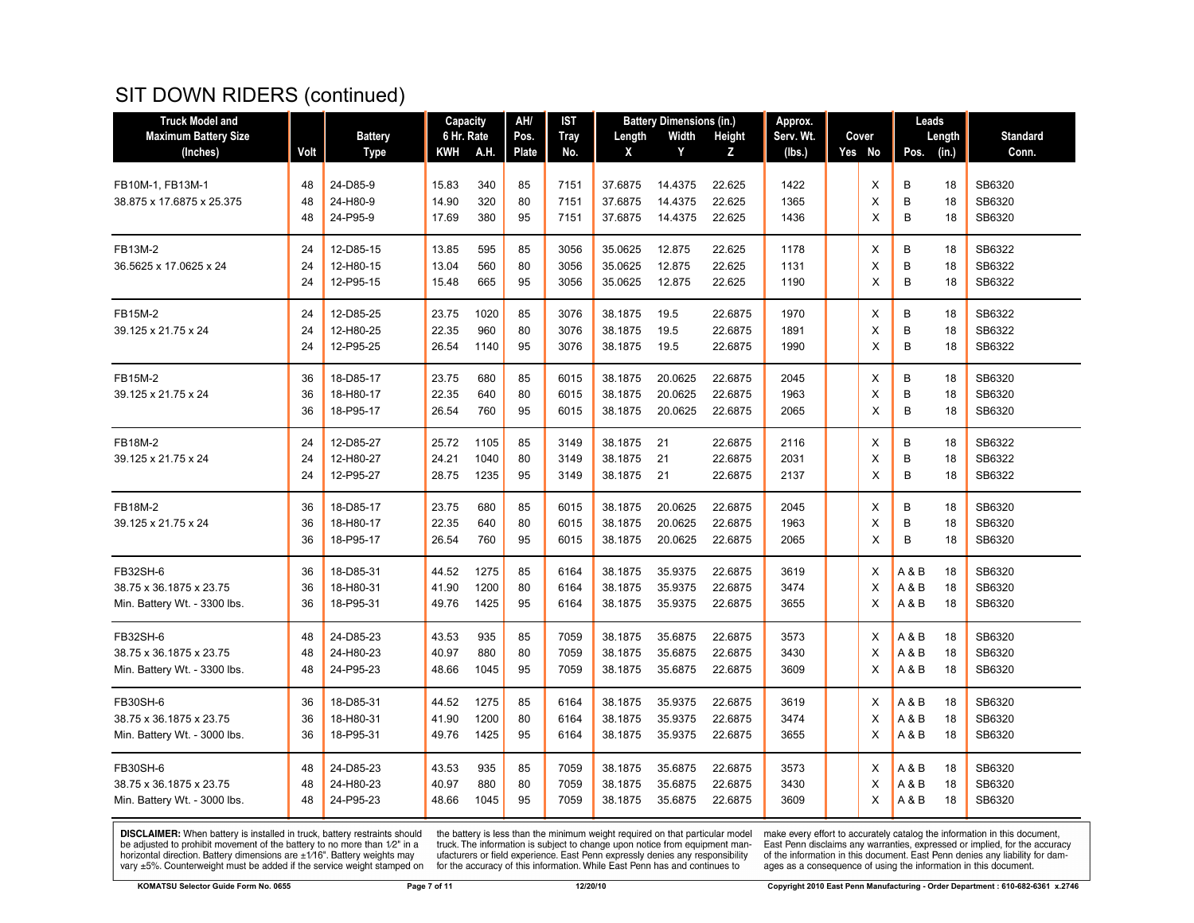# SIT DOWN RIDERS (continued)

| Truck Model and Maximum Battery Size (Inches) | Volt | Battery Type | Capacity 6 Hr. Rate KWH | A.H. | AH/ Pos. Plate | IST Tray No. | Battery Dimensions (in.) Length X | Width Y | Height Z | Approx. Serv. Wt. (lbs.) | Cover Yes | No | Leads Pos. | Length (in.) | Standard Conn. |
|---|---|---|---|---|---|---|---|---|---|---|---|---|---|---|---|
| FB10M-1, FB13M-1 | 48 | 24-D85-9 | 15.83 | 340 | 85 | 7151 | 37.6875 | 14.4375 | 22.625 | 1422 | | X | B | 18 | SB6320 |
| 38.875 x 17.6875 x 25.375 | 48 | 24-H80-9 | 14.90 | 320 | 80 | 7151 | 37.6875 | 14.4375 | 22.625 | 1365 | | X | B | 18 | SB6320 |
| | 48 | 24-P95-9 | 17.69 | 380 | 95 | 7151 | 37.6875 | 14.4375 | 22.625 | 1436 | | X | B | 18 | SB6320 |
| FB13M-2 | 24 | 12-D85-15 | 13.85 | 595 | 85 | 3056 | 35.0625 | 12.875 | 22.625 | 1178 | | X | B | 18 | SB6322 |
| 36.5625 x 17.0625 x 24 | 24 | 12-H80-15 | 13.04 | 560 | 80 | 3056 | 35.0625 | 12.875 | 22.625 | 1131 | | X | B | 18 | SB6322 |
| | 24 | 12-P95-15 | 15.48 | 665 | 95 | 3056 | 35.0625 | 12.875 | 22.625 | 1190 | | X | B | 18 | SB6322 |
| FB15M-2 | 24 | 12-D85-25 | 23.75 | 1020 | 85 | 3076 | 38.1875 | 19.5 | 22.6875 | 1970 | | X | B | 18 | SB6322 |
| 39.125 x 21.75 x 24 | 24 | 12-H80-25 | 22.35 | 960 | 80 | 3076 | 38.1875 | 19.5 | 22.6875 | 1891 | | X | B | 18 | SB6322 |
| | 24 | 12-P95-25 | 26.54 | 1140 | 95 | 3076 | 38.1875 | 19.5 | 22.6875 | 1990 | | X | B | 18 | SB6322 |
| FB15M-2 | 36 | 18-D85-17 | 23.75 | 680 | 85 | 6015 | 38.1875 | 20.0625 | 22.6875 | 2045 | | X | B | 18 | SB6320 |
| 39.125 x 21.75 x 24 | 36 | 18-H80-17 | 22.35 | 640 | 80 | 6015 | 38.1875 | 20.0625 | 22.6875 | 1963 | | X | B | 18 | SB6320 |
| | 36 | 18-P95-17 | 26.54 | 760 | 95 | 6015 | 38.1875 | 20.0625 | 22.6875 | 2065 | | X | B | 18 | SB6320 |
| FB18M-2 | 24 | 12-D85-27 | 25.72 | 1105 | 85 | 3149 | 38.1875 | 21 | 22.6875 | 2116 | | X | B | 18 | SB6322 |
| 39.125 x 21.75 x 24 | 24 | 12-H80-27 | 24.21 | 1040 | 80 | 3149 | 38.1875 | 21 | 22.6875 | 2031 | | X | B | 18 | SB6322 |
| | 24 | 12-P95-27 | 28.75 | 1235 | 95 | 3149 | 38.1875 | 21 | 22.6875 | 2137 | | X | B | 18 | SB6322 |
| FB18M-2 | 36 | 18-D85-17 | 23.75 | 680 | 85 | 6015 | 38.1875 | 20.0625 | 22.6875 | 2045 | | X | B | 18 | SB6320 |
| 39.125 x 21.75 x 24 | 36 | 18-H80-17 | 22.35 | 640 | 80 | 6015 | 38.1875 | 20.0625 | 22.6875 | 1963 | | X | B | 18 | SB6320 |
| | 36 | 18-P95-17 | 26.54 | 760 | 95 | 6015 | 38.1875 | 20.0625 | 22.6875 | 2065 | | X | B | 18 | SB6320 |
| FB32SH-6 | 36 | 18-D85-31 | 44.52 | 1275 | 85 | 6164 | 38.1875 | 35.9375 | 22.6875 | 3619 | | X | A & B | 18 | SB6320 |
| 38.75 x 36.1875 x 23.75 | 36 | 18-H80-31 | 41.90 | 1200 | 80 | 6164 | 38.1875 | 35.9375 | 22.6875 | 3474 | | X | A & B | 18 | SB6320 |
| Min. Battery Wt. - 3300 lbs. | 36 | 18-P95-31 | 49.76 | 1425 | 95 | 6164 | 38.1875 | 35.9375 | 22.6875 | 3655 | | X | A & B | 18 | SB6320 |
| FB32SH-6 | 48 | 24-D85-23 | 43.53 | 935 | 85 | 7059 | 38.1875 | 35.6875 | 22.6875 | 3573 | | X | A & B | 18 | SB6320 |
| 38.75 x 36.1875 x 23.75 | 48 | 24-H80-23 | 40.97 | 880 | 80 | 7059 | 38.1875 | 35.6875 | 22.6875 | 3430 | | X | A & B | 18 | SB6320 |
| Min. Battery Wt. - 3300 lbs. | 48 | 24-P95-23 | 48.66 | 1045 | 95 | 7059 | 38.1875 | 35.6875 | 22.6875 | 3609 | | X | A & B | 18 | SB6320 |
| FB30SH-6 | 36 | 18-D85-31 | 44.52 | 1275 | 85 | 6164 | 38.1875 | 35.9375 | 22.6875 | 3619 | | X | A & B | 18 | SB6320 |
| 38.75 x 36.1875 x 23.75 | 36 | 18-H80-31 | 41.90 | 1200 | 80 | 6164 | 38.1875 | 35.9375 | 22.6875 | 3474 | | X | A & B | 18 | SB6320 |
| Min. Battery Wt. - 3000 lbs. | 36 | 18-P95-31 | 49.76 | 1425 | 95 | 6164 | 38.1875 | 35.9375 | 22.6875 | 3655 | | X | A & B | 18 | SB6320 |
| FB30SH-6 | 48 | 24-D85-23 | 43.53 | 935 | 85 | 7059 | 38.1875 | 35.6875 | 22.6875 | 3573 | | X | A & B | 18 | SB6320 |
| 38.75 x 36.1875 x 23.75 | 48 | 24-H80-23 | 40.97 | 880 | 80 | 7059 | 38.1875 | 35.6875 | 22.6875 | 3430 | | X | A & B | 18 | SB6320 |
| Min. Battery Wt. - 3000 lbs. | 48 | 24-P95-23 | 48.66 | 1045 | 95 | 7059 | 38.1875 | 35.6875 | 22.6875 | 3609 | | X | A & B | 18 | SB6320 |

**DISCLAIMER:** When battery is installed in truck, battery restraints should be adjusted to prohibit movement of the battery to no more than 1/2" in a horizontal direction. Battery dimensions are ±1/16". Battery weights may vary ±5%. Counterweight must be added if the service weight stamped on the battery is less than the minimum weight required on that particular model truck. The information is subject to change upon notice from equipment manufacturers or field experience. East Penn expressly denies any responsibility for the accuracy of this information. While East Penn has and continues to make every effort to accurately catalog the information in this document, East Penn disclaims any warranties, expressed or implied, for the accuracy of the information in this document. East Penn denies any liability for damages as a consequence of using the information in this document.

KOMATSU Selector Guide Form No. 0655 | 12/20/10 | Copyright 2010 East Penn Manufacturing - Order Department : 610-682-6361 x.2746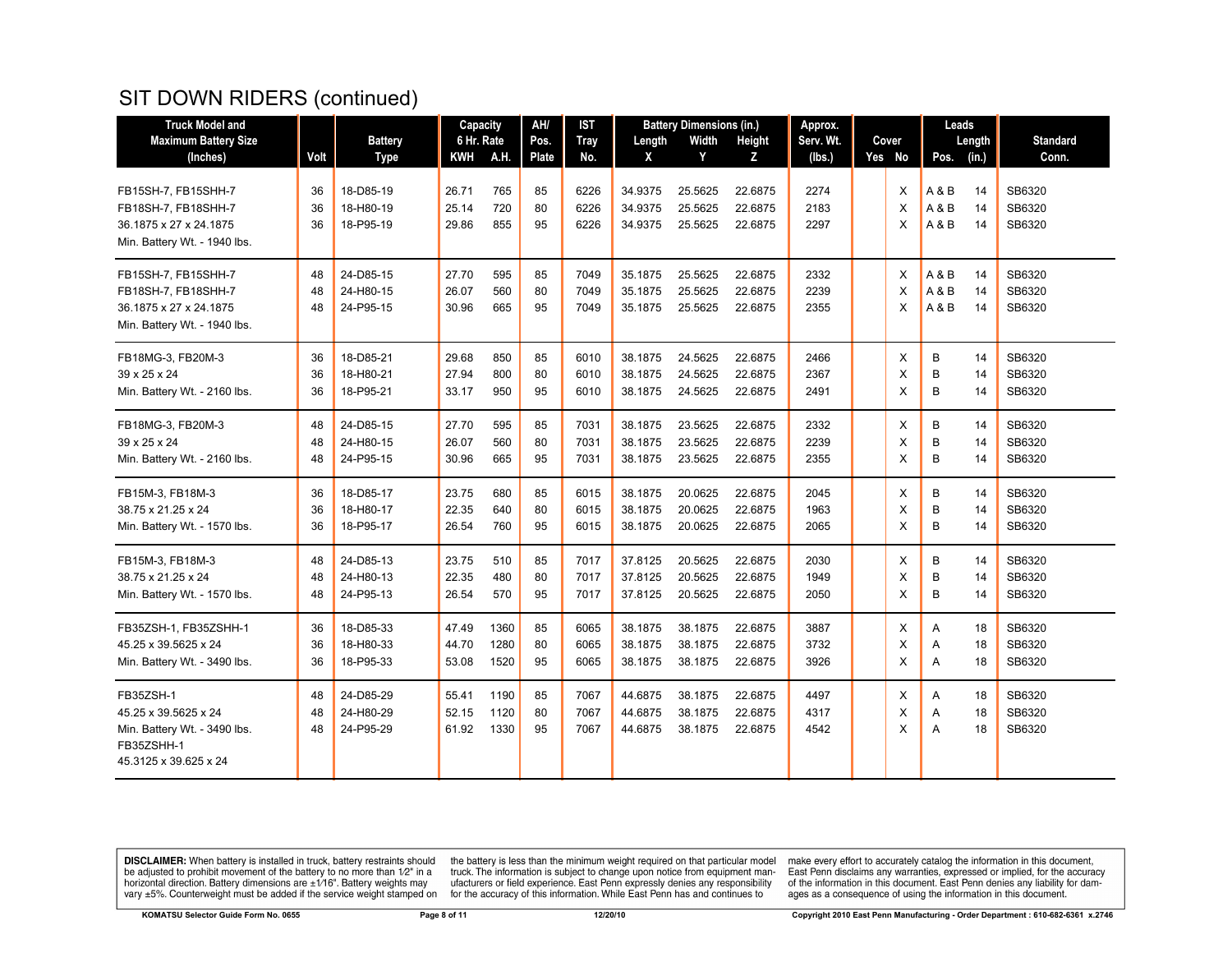# SIT DOWN RIDERS (continued)

| Truck Model and Maximum Battery Size (Inches) | Volt | Battery Type | Capacity 6 Hr. Rate KWH | A.H. | AH/ Pos. Plate | IST Tray No. | Battery Dimensions (in.) Length X | Width Y | Height Z | Approx. Serv. Wt. (lbs.) | Cover Yes | No | Leads Pos. | Length (in.) | Standard Conn. |
|---|---|---|---|---|---|---|---|---|---|---|---|---|---|---|---|
| FB15SH-7, FB15SHH-7 | 36 | 18-D85-19 | 26.71 | 765 | 85 | 6226 | 34.9375 | 25.5625 | 22.6875 | 2274 | | X | A & B | 14 | SB6320 |
| FB18SH-7, FB18SHH-7 | 36 | 18-H80-19 | 25.14 | 720 | 80 | 6226 | 34.9375 | 25.5625 | 22.6875 | 2183 | | X | A & B | 14 | SB6320 |
| 36.1875 x 27 x 24.1875 | 36 | 18-P95-19 | 29.86 | 855 | 95 | 6226 | 34.9375 | 25.5625 | 22.6875 | 2297 | | X | A & B | 14 | SB6320 |
| Min. Battery Wt. - 1940 lbs. | | | | | | | | | | | | | | | |
| FB15SH-7, FB15SHH-7 | 48 | 24-D85-15 | 27.70 | 595 | 85 | 7049 | 35.1875 | 25.5625 | 22.6875 | 2332 | | X | A & B | 14 | SB6320 |
| FB18SH-7, FB18SHH-7 | 48 | 24-H80-15 | 26.07 | 560 | 80 | 7049 | 35.1875 | 25.5625 | 22.6875 | 2239 | | X | A & B | 14 | SB6320 |
| 36.1875 x 27 x 24.1875 | 48 | 24-P95-15 | 30.96 | 665 | 95 | 7049 | 35.1875 | 25.5625 | 22.6875 | 2355 | | X | A & B | 14 | SB6320 |
| Min. Battery Wt. - 1940 lbs. | | | | | | | | | | | | | | | |
| FB18MG-3, FB20M-3 | 36 | 18-D85-21 | 29.68 | 850 | 85 | 6010 | 38.1875 | 24.5625 | 22.6875 | 2466 | | X | B | 14 | SB6320 |
| 39 x 25 x 24 | 36 | 18-H80-21 | 27.94 | 800 | 80 | 6010 | 38.1875 | 24.5625 | 22.6875 | 2367 | | X | B | 14 | SB6320 |
| Min. Battery Wt. - 2160 lbs. | 36 | 18-P95-21 | 33.17 | 950 | 95 | 6010 | 38.1875 | 24.5625 | 22.6875 | 2491 | | X | B | 14 | SB6320 |
| FB18MG-3, FB20M-3 | 48 | 24-D85-15 | 27.70 | 595 | 85 | 7031 | 38.1875 | 23.5625 | 22.6875 | 2332 | | X | B | 14 | SB6320 |
| 39 x 25 x 24 | 48 | 24-H80-15 | 26.07 | 560 | 80 | 7031 | 38.1875 | 23.5625 | 22.6875 | 2239 | | X | B | 14 | SB6320 |
| Min. Battery Wt. - 2160 lbs. | 48 | 24-P95-15 | 30.96 | 665 | 95 | 7031 | 38.1875 | 23.5625 | 22.6875 | 2355 | | X | B | 14 | SB6320 |
| FB15M-3, FB18M-3 | 36 | 18-D85-17 | 23.75 | 680 | 85 | 6015 | 38.1875 | 20.0625 | 22.6875 | 2045 | | X | B | 14 | SB6320 |
| 38.75 x 21.25 x 24 | 36 | 18-H80-17 | 22.35 | 640 | 80 | 6015 | 38.1875 | 20.0625 | 22.6875 | 1963 | | X | B | 14 | SB6320 |
| Min. Battery Wt. - 1570 lbs. | 36 | 18-P95-17 | 26.54 | 760 | 95 | 6015 | 38.1875 | 20.0625 | 22.6875 | 2065 | | X | B | 14 | SB6320 |
| FB15M-3, FB18M-3 | 48 | 24-D85-13 | 23.75 | 510 | 85 | 7017 | 37.8125 | 20.5625 | 22.6875 | 2030 | | X | B | 14 | SB6320 |
| 38.75 x 21.25 x 24 | 48 | 24-H80-13 | 22.35 | 480 | 80 | 7017 | 37.8125 | 20.5625 | 22.6875 | 1949 | | X | B | 14 | SB6320 |
| Min. Battery Wt. - 1570 lbs. | 48 | 24-P95-13 | 26.54 | 570 | 95 | 7017 | 37.8125 | 20.5625 | 22.6875 | 2050 | | X | B | 14 | SB6320 |
| FB35ZSH-1, FB35ZSHH-1 | 36 | 18-D85-33 | 47.49 | 1360 | 85 | 6065 | 38.1875 | 38.1875 | 22.6875 | 3887 | | X | A | 18 | SB6320 |
| 45.25 x 39.5625 x 24 | 36 | 18-H80-33 | 44.70 | 1280 | 80 | 6065 | 38.1875 | 38.1875 | 22.6875 | 3732 | | X | A | 18 | SB6320 |
| Min. Battery Wt. - 3490 lbs. | 36 | 18-P95-33 | 53.08 | 1520 | 95 | 6065 | 38.1875 | 38.1875 | 22.6875 | 3926 | | X | A | 18 | SB6320 |
| FB35ZSH-1 | 48 | 24-D85-29 | 55.41 | 1190 | 85 | 7067 | 44.6875 | 38.1875 | 22.6875 | 4497 | | X | A | 18 | SB6320 |
| 45.25 x 39.5625 x 24 | 48 | 24-H80-29 | 52.15 | 1120 | 80 | 7067 | 44.6875 | 38.1875 | 22.6875 | 4317 | | X | A | 18 | SB6320 |
| Min. Battery Wt. - 3490 lbs. | 48 | 24-P95-29 | 61.92 | 1330 | 95 | 7067 | 44.6875 | 38.1875 | 22.6875 | 4542 | | X | A | 18 | SB6320 |
| FB35ZSHH-1 | | | | | | | | | | | | | | | |
| 45.3125 x 39.625 x 24 | | | | | | | | | | | | | | | |

**DISCLAIMER:** When battery is installed in truck, battery restraints should be adjusted to prohibit movement of the battery to no more than 1⁄2" in a horizontal direction. Battery dimensions are ±1⁄16". Battery weights may vary ±5%. Counterweight must be added if the service weight stamped on the battery is less than the minimum weight required on that particular model truck. The information is subject to change upon notice from equipment manufacturers or field experience. East Penn expressly denies any responsibility for the accuracy of this information. While East Penn has and continues to make every effort to accurately catalog the information in this document, East Penn disclaims any warranties, expressed or implied, for the accuracy of the information in this document. East Penn denies any liability for damages as a consequence of using the information in this document.

KOMATSU Selector Guide Form No. 0655 | 12/20/10 | Copyright 2010 East Penn Manufacturing - Order Department : 610-682-6361 x.2746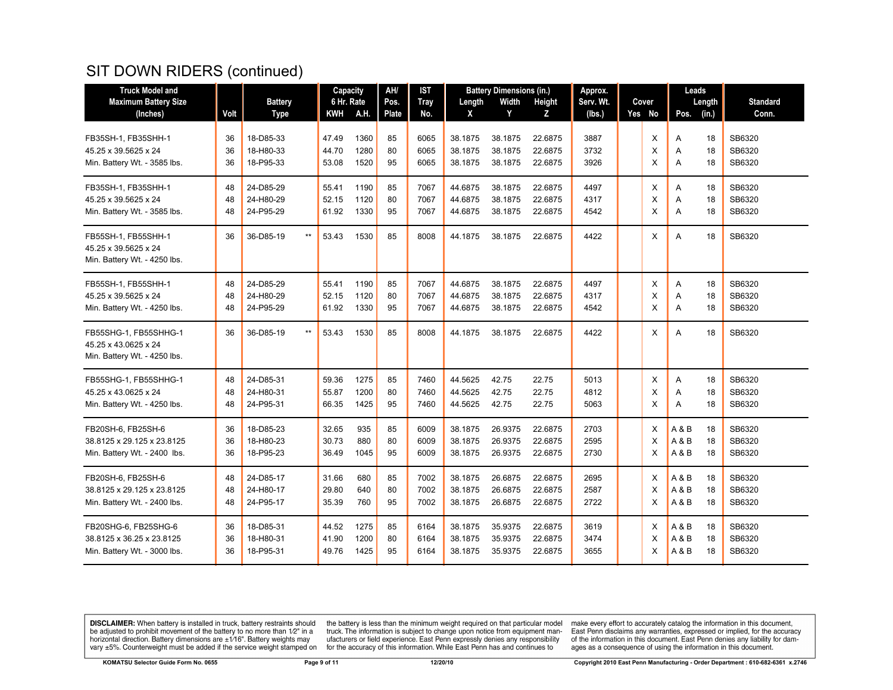# SIT DOWN RIDERS (continued)

| Truck Model and Maximum Battery Size (Inches) | Volt | Battery Type | | Capacity 6 Hr. Rate KWH | A.H. | AH/ Pos. Plate | IST Tray No. | Battery Dimensions (in.) Length X | Width Y | Height Z | Approx. Serv. Wt. (lbs.) | Cover Yes | No | Leads Pos. | Length (in.) | Standard Conn. |
|---|---|---|---|---|---|---|---|---|---|---|---|---|---|---|---|---|
| FB35SH-1, FB35SHH-1 | 36 | 18-D85-33 | | 47.49 | 1360 | 85 | 6065 | 38.1875 | 38.1875 | 22.6875 | 3887 | | X | A | 18 | SB6320 |
| 45.25 x 39.5625 x 24 | 36 | 18-H80-33 | | 44.70 | 1280 | 80 | 6065 | 38.1875 | 38.1875 | 22.6875 | 3732 | | X | A | 18 | SB6320 |
| Min. Battery Wt. - 3585 lbs. | 36 | 18-P95-33 | | 53.08 | 1520 | 95 | 6065 | 38.1875 | 38.1875 | 22.6875 | 3926 | | X | A | 18 | SB6320 |
| FB35SH-1, FB35SHH-1 | 48 | 24-D85-29 | | 55.41 | 1190 | 85 | 7067 | 44.6875 | 38.1875 | 22.6875 | 4497 | | X | A | 18 | SB6320 |
| 45.25 x 39.5625 x 24 | 48 | 24-H80-29 | | 52.15 | 1120 | 80 | 7067 | 44.6875 | 38.1875 | 22.6875 | 4317 | | X | A | 18 | SB6320 |
| Min. Battery Wt. - 3585 lbs. | 48 | 24-P95-29 | | 61.92 | 1330 | 95 | 7067 | 44.6875 | 38.1875 | 22.6875 | 4542 | | X | A | 18 | SB6320 |
| FB55SH-1, FB55SHH-1 | 36 | 36-D85-19 | ** | 53.43 | 1530 | 85 | 8008 | 44.1875 | 38.1875 | 22.6875 | 4422 | | X | A | 18 | SB6320 |
| 45.25 x 39.5625 x 24 | | | | | | | | | | | | | | | | |
| Min. Battery Wt. - 4250 lbs. | | | | | | | | | | | | | | | | |
| FB55SH-1, FB55SHH-1 | 48 | 24-D85-29 | | 55.41 | 1190 | 85 | 7067 | 44.6875 | 38.1875 | 22.6875 | 4497 | | X | A | 18 | SB6320 |
| 45.25 x 39.5625 x 24 | 48 | 24-H80-29 | | 52.15 | 1120 | 80 | 7067 | 44.6875 | 38.1875 | 22.6875 | 4317 | | X | A | 18 | SB6320 |
| Min. Battery Wt. - 4250 lbs. | 48 | 24-P95-29 | | 61.92 | 1330 | 95 | 7067 | 44.6875 | 38.1875 | 22.6875 | 4542 | | X | A | 18 | SB6320 |
| FB55SHG-1, FB55SHHG-1 | 36 | 36-D85-19 | ** | 53.43 | 1530 | 85 | 8008 | 44.1875 | 38.1875 | 22.6875 | 4422 | | X | A | 18 | SB6320 |
| 45.25 x 43.0625 x 24 | | | | | | | | | | | | | | | | |
| Min. Battery Wt. - 4250 lbs. | | | | | | | | | | | | | | | | |
| FB55SHG-1, FB55SHHG-1 | 48 | 24-D85-31 | | 59.36 | 1275 | 85 | 7460 | 44.5625 | 42.75 | 22.75 | 5013 | | X | A | 18 | SB6320 |
| 45.25 x 43.0625 x 24 | 48 | 24-H80-31 | | 55.87 | 1200 | 80 | 7460 | 44.5625 | 42.75 | 22.75 | 4812 | | X | A | 18 | SB6320 |
| Min. Battery Wt. - 4250 lbs. | 48 | 24-P95-31 | | 66.35 | 1425 | 95 | 7460 | 44.5625 | 42.75 | 22.75 | 5063 | | X | A | 18 | SB6320 |
| FB20SH-6, FB25SH-6 | 36 | 18-D85-23 | | 32.65 | 935 | 85 | 6009 | 38.1875 | 26.9375 | 22.6875 | 2703 | | X | A & B | 18 | SB6320 |
| 38.8125 x 29.125 x 23.8125 | 36 | 18-H80-23 | | 30.73 | 880 | 80 | 6009 | 38.1875 | 26.9375 | 22.6875 | 2595 | | X | A & B | 18 | SB6320 |
| Min. Battery Wt. - 2400 lbs. | 36 | 18-P95-23 | | 36.49 | 1045 | 95 | 6009 | 38.1875 | 26.9375 | 22.6875 | 2730 | | X | A & B | 18 | SB6320 |
| FB20SH-6, FB25SH-6 | 48 | 24-D85-17 | | 31.66 | 680 | 85 | 7002 | 38.1875 | 26.6875 | 22.6875 | 2695 | | X | A & B | 18 | SB6320 |
| 38.8125 x 29.125 x 23.8125 | 48 | 24-H80-17 | | 29.80 | 640 | 80 | 7002 | 38.1875 | 26.6875 | 22.6875 | 2587 | | X | A & B | 18 | SB6320 |
| Min. Battery Wt. - 2400 lbs. | 48 | 24-P95-17 | | 35.39 | 760 | 95 | 7002 | 38.1875 | 26.6875 | 22.6875 | 2722 | | X | A & B | 18 | SB6320 |
| FB20SHG-6, FB25SHG-6 | 36 | 18-D85-31 | | 44.52 | 1275 | 85 | 6164 | 38.1875 | 35.9375 | 22.6875 | 3619 | | X | A & B | 18 | SB6320 |
| 38.8125 x 36.25 x 23.8125 | 36 | 18-H80-31 | | 41.90 | 1200 | 80 | 6164 | 38.1875 | 35.9375 | 22.6875 | 3474 | | X | A & B | 18 | SB6320 |
| Min. Battery Wt. - 3000 lbs. | 36 | 18-P95-31 | | 49.76 | 1425 | 95 | 6164 | 38.1875 | 35.9375 | 22.6875 | 3655 | | X | A & B | 18 | SB6320 |

**DISCLAIMER:** When battery is installed in truck, battery restraints should be adjusted to prohibit movement of the battery to no more than 1⁄2" in a horizontal direction. Battery dimensions are ±1⁄16". Battery weights may vary ±5%. Counterweight must be added if the service weight stamped on the battery is less than the minimum weight required on that particular model truck. The information is subject to change upon notice from equipment manufacturers or field experience. East Penn expressly denies any responsibility for the accuracy of this information. While East Penn has and continues to make every effort to accurately catalog the information in this document, East Penn disclaims any warranties, expressed or implied, for the accuracy of the information in this document. East Penn denies any liability for damages as a consequence of using the information in this document.

KOMATSU Selector Guide Form No. 0655 | 12/20/10 | Copyright 2010 East Penn Manufacturing - Order Department : 610-682-6361 x.2746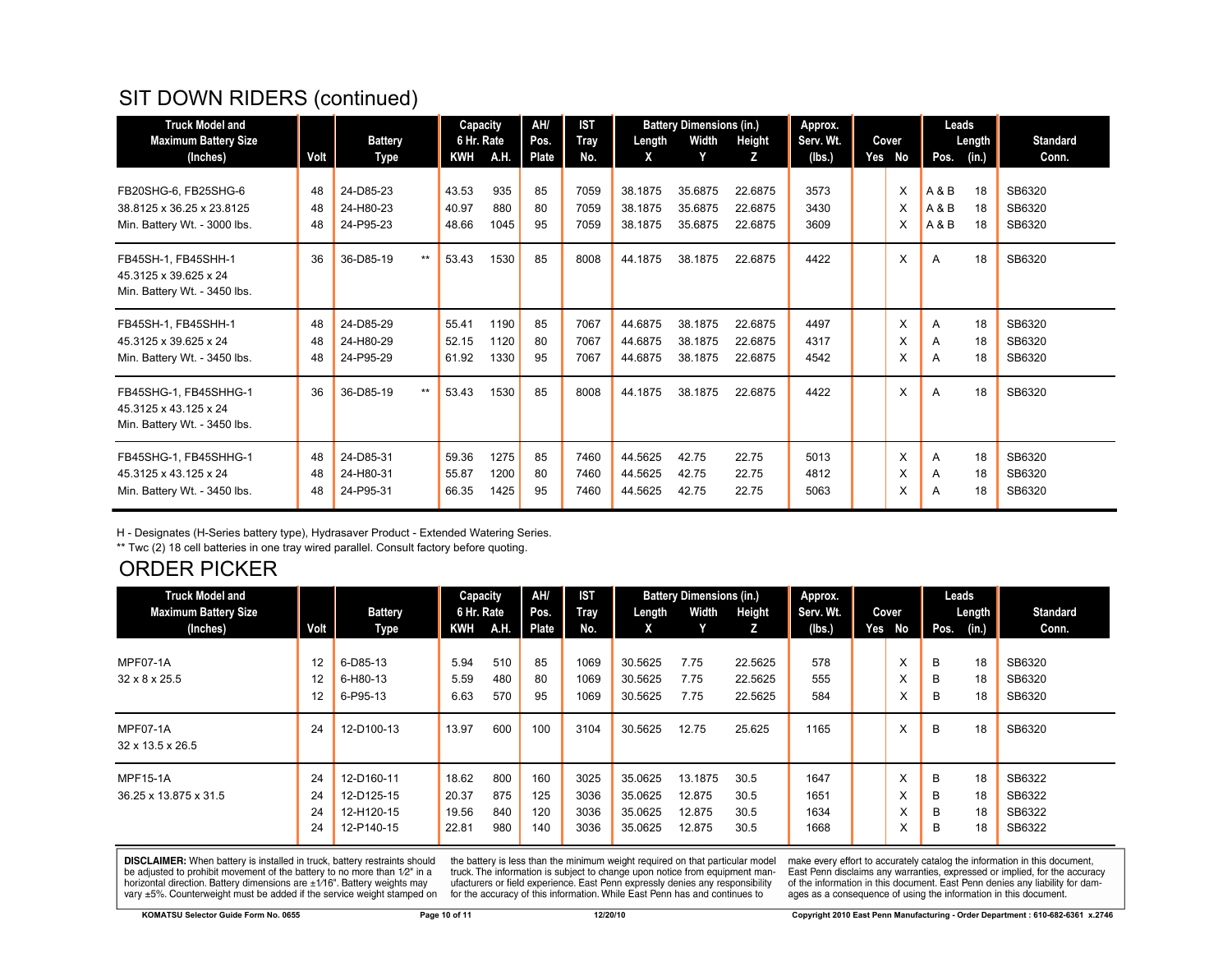## SIT DOWN RIDERS (continued)

| Truck Model and Maximum Battery Size (Inches) | Volt | Battery Type | | Capacity 6 Hr. Rate KWH | A.H. | AH/ Pos. Plate | IST Tray No. | Battery Dimensions (in.) Length X | Width Y | Height Z | Approx. Serv. Wt. (lbs.) | Cover Yes | No | Leads Pos. | Length (in.) | Standard Conn. |
|---|---|---|---|---|---|---|---|---|---|---|---|---|---|---|---|---|
| FB20SHG-6, FB25SHG-6 | 48 | 24-D85-23 | | 43.53 | 935 | 85 | 7059 | 38.1875 | 35.6875 | 22.6875 | 3573 | | X | A & B | 18 | SB6320 |
| 38.8125 x 36.25 x 23.8125 | 48 | 24-H80-23 | | 40.97 | 880 | 80 | 7059 | 38.1875 | 35.6875 | 22.6875 | 3430 | | X | A & B | 18 | SB6320 |
| Min. Battery Wt. - 3000 lbs. | 48 | 24-P95-23 | | 48.66 | 1045 | 95 | 7059 | 38.1875 | 35.6875 | 22.6875 | 3609 | | X | A & B | 18 | SB6320 |
| FB45SH-1, FB45SHH-1 | 36 | 36-D85-19 | ** | 53.43 | 1530 | 85 | 8008 | 44.1875 | 38.1875 | 22.6875 | 4422 | | X | A | 18 | SB6320 |
| 45.3125 x 39.625 x 24 | | | | | | | | | | | | | | | | |
| Min. Battery Wt. - 3450 lbs. | | | | | | | | | | | | | | | | |
| FB45SH-1, FB45SHH-1 | 48 | 24-D85-29 | | 55.41 | 1190 | 85 | 7067 | 44.6875 | 38.1875 | 22.6875 | 4497 | | X | A | 18 | SB6320 |
| 45.3125 x 39.625 x 24 | 48 | 24-H80-29 | | 52.15 | 1120 | 80 | 7067 | 44.6875 | 38.1875 | 22.6875 | 4317 | | X | A | 18 | SB6320 |
| Min. Battery Wt. - 3450 lbs. | 48 | 24-P95-29 | | 61.92 | 1330 | 95 | 7067 | 44.6875 | 38.1875 | 22.6875 | 4542 | | X | A | 18 | SB6320 |
| FB45SHG-1, FB45SHHG-1 | 36 | 36-D85-19 | ** | 53.43 | 1530 | 85 | 8008 | 44.1875 | 38.1875 | 22.6875 | 4422 | | X | A | 18 | SB6320 |
| 45.3125 x 43.125 x 24 | | | | | | | | | | | | | | | | |
| Min. Battery Wt. - 3450 lbs. | | | | | | | | | | | | | | | | |
| FB45SHG-1, FB45SHHG-1 | 48 | 24-D85-31 | | 59.36 | 1275 | 85 | 7460 | 44.5625 | 42.75 | 22.75 | 5013 | | X | A | 18 | SB6320 |
| 45.3125 x 43.125 x 24 | 48 | 24-H80-31 | | 55.87 | 1200 | 80 | 7460 | 44.5625 | 42.75 | 22.75 | 4812 | | X | A | 18 | SB6320 |
| Min. Battery Wt. - 3450 lbs. | 48 | 24-P95-31 | | 66.35 | 1425 | 95 | 7460 | 44.5625 | 42.75 | 22.75 | 5063 | | X | A | 18 | SB6320 |

H - Designates (H-Series battery type), Hydrasaver Product - Extended Watering Series.

** Twc (2) 18 cell batteries in one tray wired parallel. Consult factory before quoting.

## ORDER PICKER

| Truck Model and Maximum Battery Size (Inches) | Volt | Battery Type | Capacity 6 Hr. Rate KWH | A.H. | AH/ Pos. Plate | IST Tray No. | Battery Dimensions (in.) Length X | Width Y | Height Z | Approx. Serv. Wt. (lbs.) | Cover Yes | No | Leads Pos. | Length (in.) | Standard Conn. |
|---|---|---|---|---|---|---|---|---|---|---|---|---|---|---|---|
| MPF07-1A | 12 | 6-D85-13 | 5.94 | 510 | 85 | 1069 | 30.5625 | 7.75 | 22.5625 | 578 | | X | B | 18 | SB6320 |
| 32 x 8 x 25.5 | 12 | 6-H80-13 | 5.59 | 480 | 80 | 1069 | 30.5625 | 7.75 | 22.5625 | 555 | | X | B | 18 | SB6320 |
| | 12 | 6-P95-13 | 6.63 | 570 | 95 | 1069 | 30.5625 | 7.75 | 22.5625 | 584 | | X | B | 18 | SB6320 |
| MPF07-1A | 24 | 12-D100-13 | 13.97 | 600 | 100 | 3104 | 30.5625 | 12.75 | 25.625 | 1165 | | X | B | 18 | SB6320 |
| 32 x 13.5 x 26.5 | | | | | | | | | | | | | | | |
| MPF15-1A | 24 | 12-D160-11 | 18.62 | 800 | 160 | 3025 | 35.0625 | 13.1875 | 30.5 | 1647 | | X | B | 18 | SB6322 |
| 36.25 x 13.875 x 31.5 | 24 | 12-D125-15 | 20.37 | 875 | 125 | 3036 | 35.0625 | 12.875 | 30.5 | 1651 | | X | B | 18 | SB6322 |
| | 24 | 12-H120-15 | 19.56 | 840 | 120 | 3036 | 35.0625 | 12.875 | 30.5 | 1634 | | X | B | 18 | SB6322 |
| | 24 | 12-P140-15 | 22.81 | 980 | 140 | 3036 | 35.0625 | 12.875 | 30.5 | 1668 | | X | B | 18 | SB6322 |

**DISCLAIMER:** When battery is installed in truck, battery restraints should be adjusted to prohibit movement of the battery to no more than 1⁄2" in a horizontal direction. Battery dimensions are ±1⁄16". Battery weights may vary ±5%. Counterweight must be added if the service weight stamped on the battery is less than the minimum weight required on that particular model truck. The information is subject to change upon notice from equipment manufacturers or field experience. East Penn expressly denies any responsibility for the accuracy of this information. While East Penn has and continues to make every effort to accurately catalog the information in this document, East Penn disclaims any warranties, expressed or implied, for the accuracy of the information in this document. East Penn denies any liability for damages as a consequence of using the information in this document.

KOMATSU Selector Guide Form No. 0655 — 12/20/10 — Copyright 2010 East Penn Manufacturing - Order Department : 610-682-6361 x.2746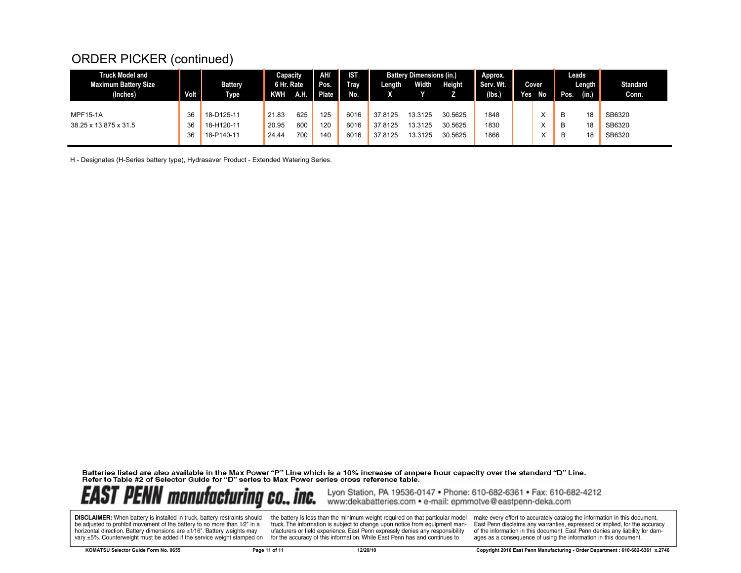# ORDER PICKER (continued)

| Truck Model and Maximum Battery Size (Inches) | Volt | Battery Type | Capacity 6 Hr. Rate | | AH/ Pos. Plate | IST Tray No. | Battery Dimensions (in.) | | | Approx. Serv. Wt. (lbs.) | Cover | | Leads | | Standard Conn. |
|---|---|---|---|---|---|---|---|---|---|---|---|---|---|---|---|
| | | | KWH | A.H. | | | Length X | Width Y | Height Z | | Yes | No | Pos. | Length (in.) | |
| MPF15-1A | 36 | 18-D125-11 | 21.83 | 625 | 125 | 6016 | 37.8125 | 13.3125 | 30.5625 | 1848 | | X | B | 18 | SB6320 |
| 38.25 x 13.875 x 31.5 | 36 | 18-H120-11 | 20.95 | 600 | 120 | 6016 | 37.8125 | 13.3125 | 30.5625 | 1830 | | X | B | 18 | SB6320 |
| | 36 | 18-P140-11 | 24.44 | 700 | 140 | 6016 | 37.8125 | 13.3125 | 30.5625 | 1866 | | X | B | 18 | SB6320 |

H - Designates (H-Series battery type), Hydrasaver Product - Extended Watering Series.

**Batteries listed are also available in the Max Power "P" Line which is a 10% increase of ampere hour capacity over the standard "D" Line. Refer to Table #2 of Selector Guide for "D" series to Max Power series cross reference table.**

**EAST PENN manufacturing co., inc.** Lyon Station, PA 19536-0147 • Phone: 610-682-6361 • Fax: 610-682-4212
www.dekabatteries.com • e-mail: epmmotve@eastpenn-deka.com

**DISCLAIMER:** When battery is installed in truck, battery restraints should be adjusted to prohibit movement of the battery to no more than 1⁄2" in a horizontal direction. Battery dimensions are ±1⁄16". Battery weights may vary ±5%. Counterweight must be added if the service weight stamped on the battery is less than the minimum weight required on that particular model truck. The information is subject to change upon notice from equipment manufacturers or field experience. East Penn expressly denies any responsibility for the accuracy of this information. While East Penn has and continues to make every effort to accurately catalog the information in this document, East Penn disclaims any warranties, expressed or implied, for the accuracy of the information in this document. East Penn denies any liability for damages as a consequence of using the information in this document.

KOMATSU Selector Guide Form No. 0655 | 12/20/10 | Copyright 2010 East Penn Manufacturing - Order Department : 610-682-6361 x.2746